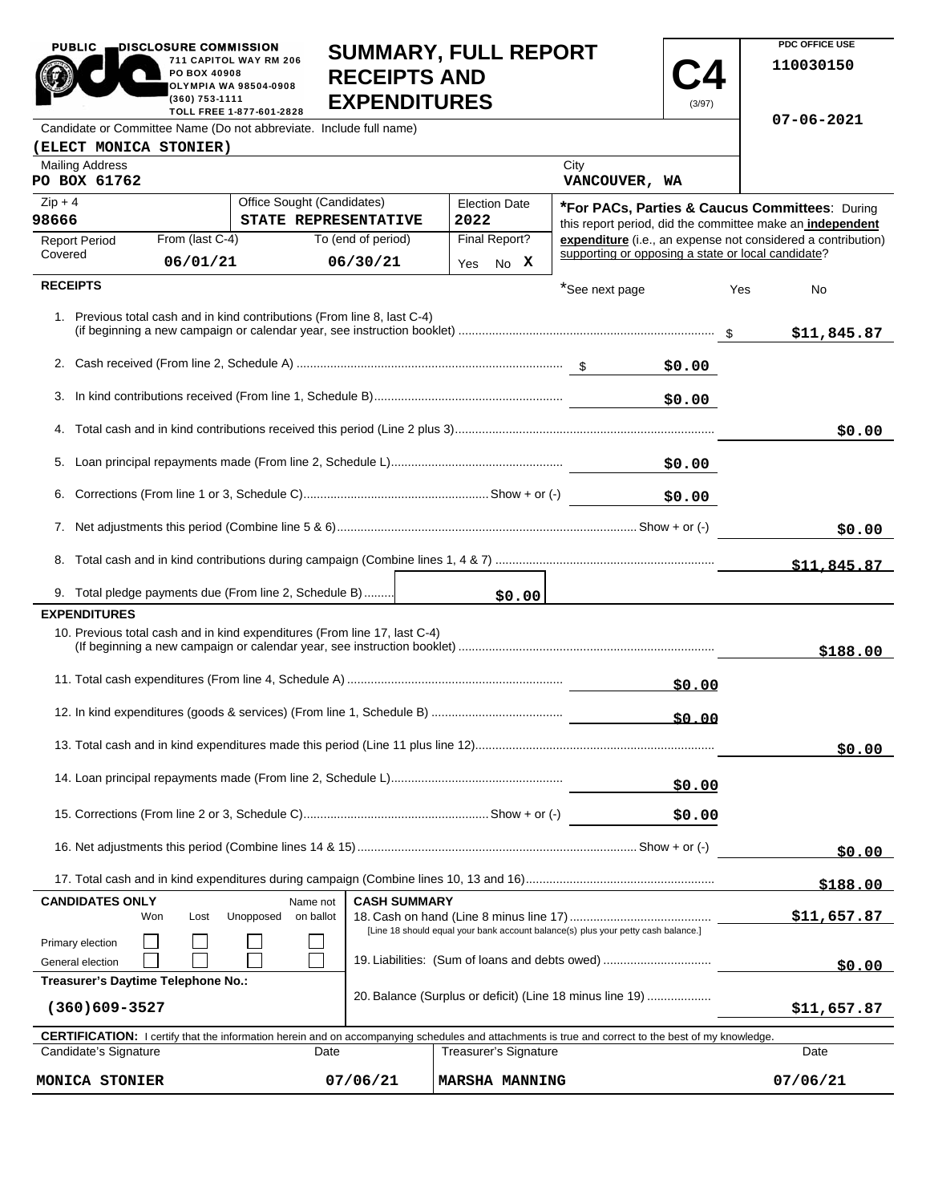PUBLIC DISCLOSURE COMMISSION
711 CAPITOL WAY RM 206
PO BOX 40908
OLYMPIA WA 98504-0908
(360) 753-1111
TOLL FREE 1-877-601-2828

# SUMMARY, FULL REPORT RECEIPTS AND EXPENDITURES

**C4** (3/97)

PDC OFFICE USE
110030150

07-06-2021

| Candidate or Committee Name (Do not abbreviate. Include full name) | | | |
|---|---|---|---|
| (ELECT MONICA STONIER) | | | |
| Mailing Address: PO BOX 61762 | | City: VANCOUVER, WA | |
| Zip + 4: 98666 | Office Sought (Candidates): STATE REPRESENTATIVE | Election Date: 2022 | |
| Report Period Covered — From (last C-4): 06/01/21 | To (end of period): 06/30/21 | Final Report? Yes No X | |

**\*For PACs, Parties & Caucus Committees**: During this report period, did the committee make an **independent expenditure** (i.e., an expense not considered a contribution) supporting or opposing a state or local candidate?

\*See next page Yes No

## RECEIPTS

| Line | Description | Amount | Total |
|---|---|---|---|
| 1. | Previous total cash and in kind contributions (From line 8, last C-4) (if beginning a new campaign or calendar year, see instruction booklet) | | $11,845.87 |
| 2. | Cash received (From line 2, Schedule A) | $0.00 | |
| 3. | In kind contributions received (From line 1, Schedule B) | $0.00 | |
| 4. | Total cash and in kind contributions received this period (Line 2 plus 3) | | $0.00 |
| 5. | Loan principal repayments made (From line 2, Schedule L) | $0.00 | |
| 6. | Corrections (From line 1 or 3, Schedule C) Show + or (-) | $0.00 | |
| 7. | Net adjustments this period (Combine line 5 & 6) Show + or (-) | | $0.00 |
| 8. | Total cash and in kind contributions during campaign (Combine lines 1, 4 & 7) | | $11,845.87 |
| 9. | Total pledge payments due (From line 2, Schedule B) | $0.00 | |

## EXPENDITURES

| Line | Description | Amount | Total |
|---|---|---|---|
| 10. | Previous total cash and in kind expenditures (From line 17, last C-4) (If beginning a new campaign or calendar year, see instruction booklet) | | $188.00 |
| 11. | Total cash expenditures (From line 4, Schedule A) | $0.00 | |
| 12. | In kind expenditures (goods & services) (From line 1, Schedule B) | $0.00 | |
| 13. | Total cash and in kind expenditures made this period (Line 11 plus line 12) | | $0.00 |
| 14. | Loan principal repayments made (From line 2, Schedule L) | $0.00 | |
| 15. | Corrections (From line 2 or 3, Schedule C) Show + or (-) | $0.00 | |
| 16. | Net adjustments this period (Combine lines 14 & 15) Show + or (-) | | $0.00 |
| 17. | Total cash and in kind expenditures during campaign (Combine lines 10, 13 and 16) | | $188.00 |

| CANDIDATES ONLY | Won | Lost | Unopposed | Name not on ballot |
|---|---|---|---|---|
| Primary election | ☐ | ☐ | ☐ | ☐ |
| General election | ☐ | ☐ | ☐ | ☐ |

**Treasurer's Daytime Telephone No.:** (360)609-3527

**CASH SUMMARY**

| Line | Description | Amount |
|---|---|---|
| 18. | Cash on hand (Line 8 minus line 17) [Line 18 should equal your bank account balance(s) plus your petty cash balance.] | $11,657.87 |
| 19. | Liabilities: (Sum of loans and debts owed) | $0.00 |
| 20. | Balance (Surplus or deficit) (Line 18 minus line 19) | $11,657.87 |

**CERTIFICATION:** I certify that the information herein and on accompanying schedules and attachments is true and correct to the best of my knowledge.

| Candidate's Signature | Date | Treasurer's Signature | Date |
|---|---|---|---|
| MONICA STONIER | 07/06/21 | MARSHA MANNING | 07/06/21 |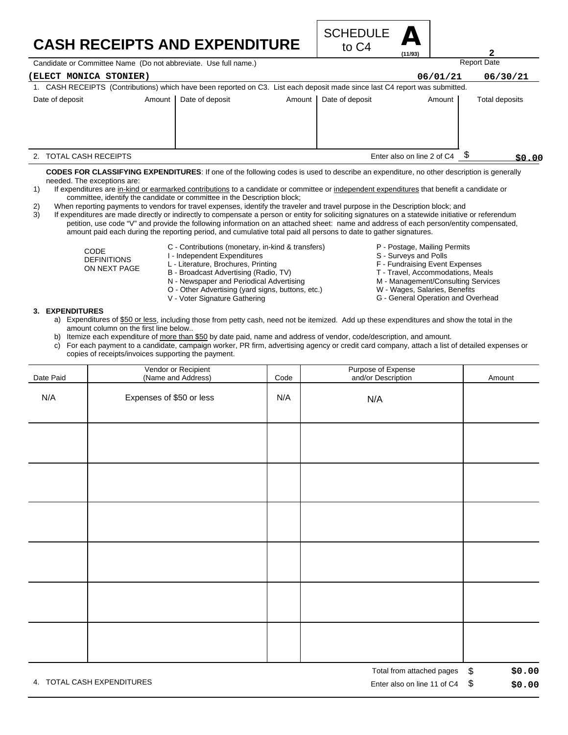# CASH RECEIPTS AND EXPENDITURE

SCHEDULE **A** to C4 (11/93)

Candidate or Committee Name (Do not abbreviate. Use full name.)

**(ELECT MONICA STONIER)**

Report Date: **2**

**06/01/21** **06/30/21**

1. CASH RECEIPTS (Contributions) which have been reported on C3. List each deposit made since last C4 report was submitted.

| Date of deposit | Amount | Date of deposit | Amount | Date of deposit | Amount | Total deposits |
|---|---|---|---|---|---|---|
| | | | | | | |

2. TOTAL CASH RECEIPTS — Enter also on line 2 of C4 $ **$0.00**

**CODES FOR CLASSIFYING EXPENDITURES**: If one of the following codes is used to describe an expenditure, no other description is generally needed. The exceptions are:

1) If expenditures are in-kind or earmarked contributions to a candidate or committee or independent expenditures that benefit a candidate or committee, identify the candidate or committee in the Description block;
2) When reporting payments to vendors for travel expenses, identify the traveler and travel purpose in the Description block; and
3) If expenditures are made directly or indirectly to compensate a person or entity for soliciting signatures on a statewide initiative or referendum petition, use code "V" and provide the following information on an attached sheet: name and address of each person/entity compensated, amount paid each during the reporting period, and cumulative total paid all persons to date to gather signatures.

CODE DEFINITIONS ON NEXT PAGE

- C - Contributions (monetary, in-kind & transfers)
- I - Independent Expenditures
- L - Literature, Brochures, Printing
- B - Broadcast Advertising (Radio, TV)
- N - Newspaper and Periodical Advertising
- O - Other Advertising (yard signs, buttons, etc.)
- V - Voter Signature Gathering
- P - Postage, Mailing Permits
- S - Surveys and Polls
- F - Fundraising Event Expenses
- T - Travel, Accommodations, Meals
- M - Management/Consulting Services
- W - Wages, Salaries, Benefits
- G - General Operation and Overhead

**3. EXPENDITURES**

a) Expenditures of $50 or less, including those from petty cash, need not be itemized. Add up these expenditures and show the total in the amount column on the first line below..

b) Itemize each expenditure of more than $50 by date paid, name and address of vendor, code/description, and amount.

c) For each payment to a candidate, campaign worker, PR firm, advertising agency or credit card company, attach a list of detailed expenses or copies of receipts/invoices supporting the payment.

| Date Paid | Vendor or Recipient (Name and Address) | Code | Purpose of Expense and/or Description | Amount |
|---|---|---|---|---|
| N/A | Expenses of $50 or less | N/A | N/A | |
| | | | | |
| | | | | |
| | | | | |
| | | | | |
| | | | | |
| | | | | |

Total from attached pages $ **$0.00**

4. TOTAL CASH EXPENDITURES — Enter also on line 11 of C4 $ **$0.00**